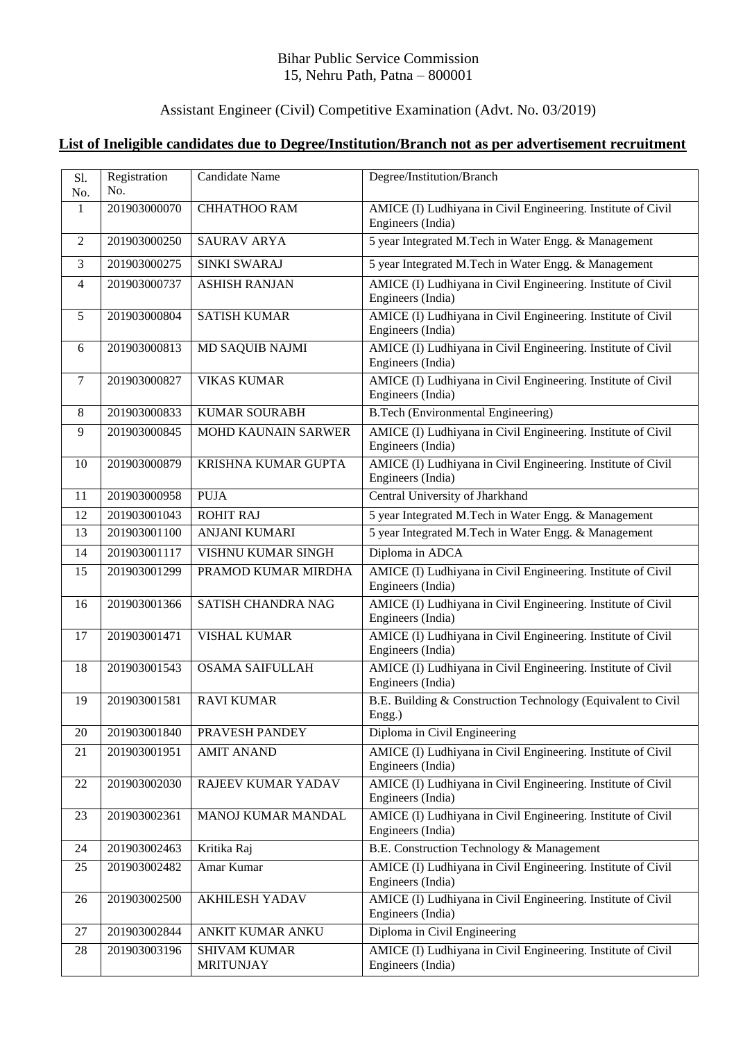Bihar Public Service Commission
15, Nehru Path, Patna – 800001

Assistant Engineer (Civil) Competitive Examination (Advt. No. 03/2019)

## List of Ineligible candidates due to Degree/Institution/Branch not as per advertisement recruitment

| Sl. No. | Registration No. | Candidate Name | Degree/Institution/Branch |
|---|---|---|---|
| 1 | 201903000070 | CHHATHOO RAM | AMICE (I) Ludhiyana in Civil Engineering. Institute of Civil Engineers (India) |
| 2 | 201903000250 | SAURAV ARYA | 5 year Integrated M.Tech in Water Engg. & Management |
| 3 | 201903000275 | SINKI SWARAJ | 5 year Integrated M.Tech in Water Engg. & Management |
| 4 | 201903000737 | ASHISH RANJAN | AMICE (I) Ludhiyana in Civil Engineering. Institute of Civil Engineers (India) |
| 5 | 201903000804 | SATISH KUMAR | AMICE (I) Ludhiyana in Civil Engineering. Institute of Civil Engineers (India) |
| 6 | 201903000813 | MD SAQUIB NAJMI | AMICE (I) Ludhiyana in Civil Engineering. Institute of Civil Engineers (India) |
| 7 | 201903000827 | VIKAS KUMAR | AMICE (I) Ludhiyana in Civil Engineering. Institute of Civil Engineers (India) |
| 8 | 201903000833 | KUMAR SOURABH | B.Tech (Environmental Engineering) |
| 9 | 201903000845 | MOHD KAUNAIN SARWER | AMICE (I) Ludhiyana in Civil Engineering. Institute of Civil Engineers (India) |
| 10 | 201903000879 | KRISHNA KUMAR GUPTA | AMICE (I) Ludhiyana in Civil Engineering. Institute of Civil Engineers (India) |
| 11 | 201903000958 | PUJA | Central University of Jharkhand |
| 12 | 201903001043 | ROHIT RAJ | 5 year Integrated M.Tech in Water Engg. & Management |
| 13 | 201903001100 | ANJANI KUMARI | 5 year Integrated M.Tech in Water Engg. & Management |
| 14 | 201903001117 | VISHNU KUMAR SINGH | Diploma in ADCA |
| 15 | 201903001299 | PRAMOD KUMAR MIRDHA | AMICE (I) Ludhiyana in Civil Engineering. Institute of Civil Engineers (India) |
| 16 | 201903001366 | SATISH CHANDRA NAG | AMICE (I) Ludhiyana in Civil Engineering. Institute of Civil Engineers (India) |
| 17 | 201903001471 | VISHAL KUMAR | AMICE (I) Ludhiyana in Civil Engineering. Institute of Civil Engineers (India) |
| 18 | 201903001543 | OSAMA SAIFULLAH | AMICE (I) Ludhiyana in Civil Engineering. Institute of Civil Engineers (India) |
| 19 | 201903001581 | RAVI KUMAR | B.E. Building & Construction Technology (Equivalent to Civil Engg.) |
| 20 | 201903001840 | PRAVESH PANDEY | Diploma in Civil Engineering |
| 21 | 201903001951 | AMIT ANAND | AMICE (I) Ludhiyana in Civil Engineering. Institute of Civil Engineers (India) |
| 22 | 201903002030 | RAJEEV KUMAR YADAV | AMICE (I) Ludhiyana in Civil Engineering. Institute of Civil Engineers (India) |
| 23 | 201903002361 | MANOJ KUMAR MANDAL | AMICE (I) Ludhiyana in Civil Engineering. Institute of Civil Engineers (India) |
| 24 | 201903002463 | Kritika Raj | B.E. Construction Technology & Management |
| 25 | 201903002482 | Amar Kumar | AMICE (I) Ludhiyana in Civil Engineering. Institute of Civil Engineers (India) |
| 26 | 201903002500 | AKHILESH YADAV | AMICE (I) Ludhiyana in Civil Engineering. Institute of Civil Engineers (India) |
| 27 | 201903002844 | ANKIT KUMAR ANKU | Diploma in Civil Engineering |
| 28 | 201903003196 | SHIVAM KUMAR MRITUNJAY | AMICE (I) Ludhiyana in Civil Engineering. Institute of Civil Engineers (India) |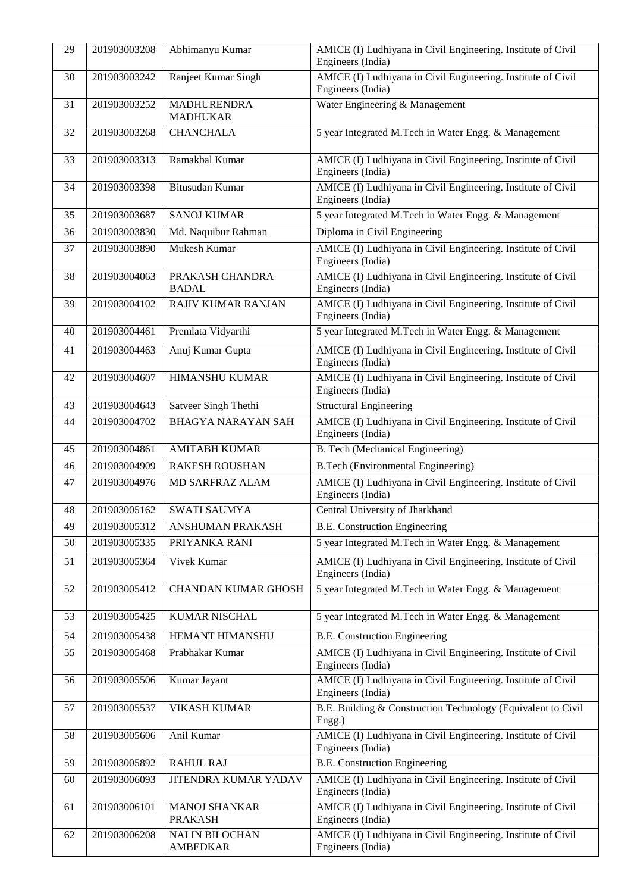| 29 | 201903003208 | Abhimanyu Kumar | AMICE (I) Ludhiyana in Civil Engineering. Institute of Civil Engineers (India) |
|---|---|---|---|
| 30 | 201903003242 | Ranjeet Kumar Singh | AMICE (I) Ludhiyana in Civil Engineering. Institute of Civil Engineers (India) |
| 31 | 201903003252 | MADHURENDRA MADHUKAR | Water Engineering & Management |
| 32 | 201903003268 | CHANCHALA | 5 year Integrated M.Tech in Water Engg. & Management |
| 33 | 201903003313 | Ramakbal Kumar | AMICE (I) Ludhiyana in Civil Engineering. Institute of Civil Engineers (India) |
| 34 | 201903003398 | Bitusudan Kumar | AMICE (I) Ludhiyana in Civil Engineering. Institute of Civil Engineers (India) |
| 35 | 201903003687 | SANOJ KUMAR | 5 year Integrated M.Tech in Water Engg. & Management |
| 36 | 201903003830 | Md. Naquibur Rahman | Diploma in Civil Engineering |
| 37 | 201903003890 | Mukesh Kumar | AMICE (I) Ludhiyana in Civil Engineering. Institute of Civil Engineers (India) |
| 38 | 201903004063 | PRAKASH CHANDRA BADAL | AMICE (I) Ludhiyana in Civil Engineering. Institute of Civil Engineers (India) |
| 39 | 201903004102 | RAJIV KUMAR RANJAN | AMICE (I) Ludhiyana in Civil Engineering. Institute of Civil Engineers (India) |
| 40 | 201903004461 | Premlata Vidyarthi | 5 year Integrated M.Tech in Water Engg. & Management |
| 41 | 201903004463 | Anuj Kumar Gupta | AMICE (I) Ludhiyana in Civil Engineering. Institute of Civil Engineers (India) |
| 42 | 201903004607 | HIMANSHU KUMAR | AMICE (I) Ludhiyana in Civil Engineering. Institute of Civil Engineers (India) |
| 43 | 201903004643 | Satveer Singh Thethi | Structural Engineering |
| 44 | 201903004702 | BHAGYA NARAYAN SAH | AMICE (I) Ludhiyana in Civil Engineering. Institute of Civil Engineers (India) |
| 45 | 201903004861 | AMITABH KUMAR | B. Tech (Mechanical Engineering) |
| 46 | 201903004909 | RAKESH ROUSHAN | B.Tech (Environmental Engineering) |
| 47 | 201903004976 | MD SARFRAZ ALAM | AMICE (I) Ludhiyana in Civil Engineering. Institute of Civil Engineers (India) |
| 48 | 201903005162 | SWATI SAUMYA | Central University of Jharkhand |
| 49 | 201903005312 | ANSHUMAN PRAKASH | B.E. Construction Engineering |
| 50 | 201903005335 | PRIYANKA RANI | 5 year Integrated M.Tech in Water Engg. & Management |
| 51 | 201903005364 | Vivek Kumar | AMICE (I) Ludhiyana in Civil Engineering. Institute of Civil Engineers (India) |
| 52 | 201903005412 | CHANDAN KUMAR GHOSH | 5 year Integrated M.Tech in Water Engg. & Management |
| 53 | 201903005425 | KUMAR NISCHAL | 5 year Integrated M.Tech in Water Engg. & Management |
| 54 | 201903005438 | HEMANT HIMANSHU | B.E. Construction Engineering |
| 55 | 201903005468 | Prabhakar Kumar | AMICE (I) Ludhiyana in Civil Engineering. Institute of Civil Engineers (India) |
| 56 | 201903005506 | Kumar Jayant | AMICE (I) Ludhiyana in Civil Engineering. Institute of Civil Engineers (India) |
| 57 | 201903005537 | VIKASH KUMAR | B.E. Building & Construction Technology (Equivalent to Civil Engg.) |
| 58 | 201903005606 | Anil Kumar | AMICE (I) Ludhiyana in Civil Engineering. Institute of Civil Engineers (India) |
| 59 | 201903005892 | RAHUL RAJ | B.E. Construction Engineering |
| 60 | 201903006093 | JITENDRA KUMAR YADAV | AMICE (I) Ludhiyana in Civil Engineering. Institute of Civil Engineers (India) |
| 61 | 201903006101 | MANOJ SHANKAR PRAKASH | AMICE (I) Ludhiyana in Civil Engineering. Institute of Civil Engineers (India) |
| 62 | 201903006208 | NALIN BILOCHAN AMBEDKAR | AMICE (I) Ludhiyana in Civil Engineering. Institute of Civil Engineers (India) |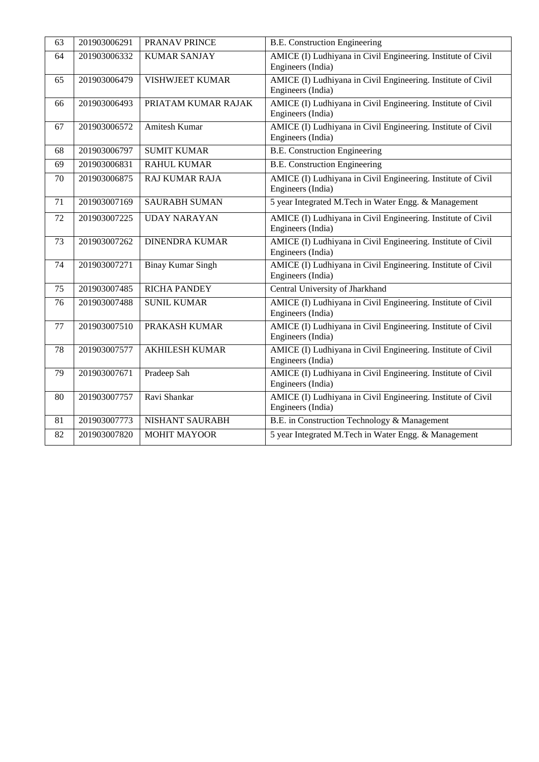| | | | |
|---|---|---|---|
| 63 | 201903006291 | PRANAV PRINCE | B.E. Construction Engineering |
| 64 | 201903006332 | KUMAR SANJAY | AMICE (I) Ludhiyana in Civil Engineering. Institute of Civil Engineers (India) |
| 65 | 201903006479 | VISHWJEET KUMAR | AMICE (I) Ludhiyana in Civil Engineering. Institute of Civil Engineers (India) |
| 66 | 201903006493 | PRIATAM KUMAR RAJAK | AMICE (I) Ludhiyana in Civil Engineering. Institute of Civil Engineers (India) |
| 67 | 201903006572 | Amitesh Kumar | AMICE (I) Ludhiyana in Civil Engineering. Institute of Civil Engineers (India) |
| 68 | 201903006797 | SUMIT KUMAR | B.E. Construction Engineering |
| 69 | 201903006831 | RAHUL KUMAR | B.E. Construction Engineering |
| 70 | 201903006875 | RAJ KUMAR RAJA | AMICE (I) Ludhiyana in Civil Engineering. Institute of Civil Engineers (India) |
| 71 | 201903007169 | SAURABH SUMAN | 5 year Integrated M.Tech in Water Engg. & Management |
| 72 | 201903007225 | UDAY NARAYAN | AMICE (I) Ludhiyana in Civil Engineering. Institute of Civil Engineers (India) |
| 73 | 201903007262 | DINENDRA KUMAR | AMICE (I) Ludhiyana in Civil Engineering. Institute of Civil Engineers (India) |
| 74 | 201903007271 | Binay Kumar Singh | AMICE (I) Ludhiyana in Civil Engineering. Institute of Civil Engineers (India) |
| 75 | 201903007485 | RICHA PANDEY | Central University of Jharkhand |
| 76 | 201903007488 | SUNIL KUMAR | AMICE (I) Ludhiyana in Civil Engineering. Institute of Civil Engineers (India) |
| 77 | 201903007510 | PRAKASH KUMAR | AMICE (I) Ludhiyana in Civil Engineering. Institute of Civil Engineers (India) |
| 78 | 201903007577 | AKHILESH KUMAR | AMICE (I) Ludhiyana in Civil Engineering. Institute of Civil Engineers (India) |
| 79 | 201903007671 | Pradeep Sah | AMICE (I) Ludhiyana in Civil Engineering. Institute of Civil Engineers (India) |
| 80 | 201903007757 | Ravi Shankar | AMICE (I) Ludhiyana in Civil Engineering. Institute of Civil Engineers (India) |
| 81 | 201903007773 | NISHANT SAURABH | B.E. in Construction Technology & Management |
| 82 | 201903007820 | MOHIT MAYOOR | 5 year Integrated M.Tech in Water Engg. & Management |